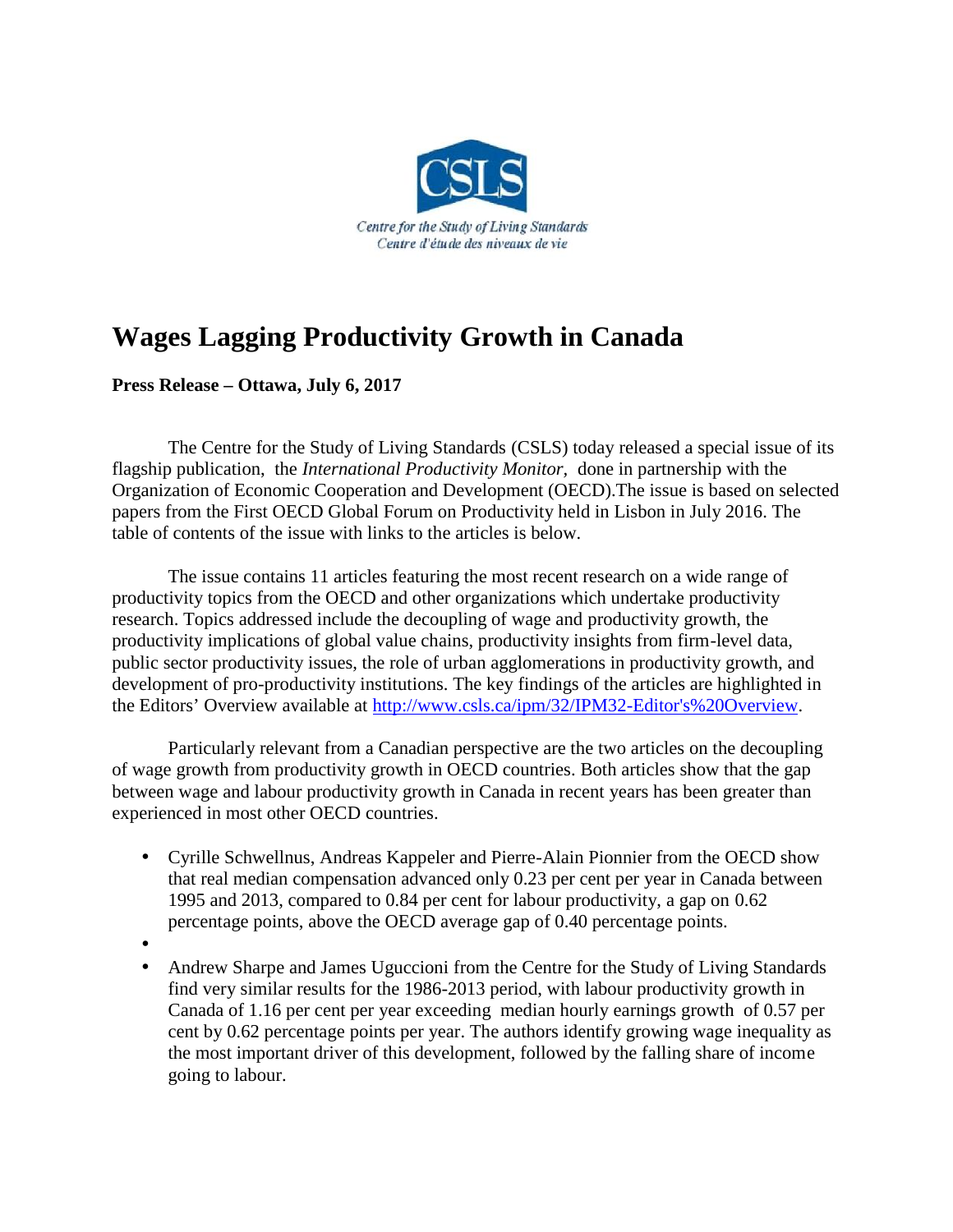CSLS

Centre for the Study of Living Standards
Centre d'étude des niveaux de vie

# Wages Lagging Productivity Growth in Canada

**Press Release – Ottawa, July 6, 2017**

The Centre for the Study of Living Standards (CSLS) today released a special issue of its flagship publication, the *International Productivity Monitor*, done in partnership with the Organization of Economic Cooperation and Development (OECD).The issue is based on selected papers from the First OECD Global Forum on Productivity held in Lisbon in July 2016. The table of contents of the issue with links to the articles is below.

The issue contains 11 articles featuring the most recent research on a wide range of productivity topics from the OECD and other organizations which undertake productivity research. Topics addressed include the decoupling of wage and productivity growth, the productivity implications of global value chains, productivity insights from firm-level data, public sector productivity issues, the role of urban agglomerations in productivity growth, and development of pro-productivity institutions. The key findings of the articles are highlighted in the Editors' Overview available at http://www.csls.ca/ipm/32/IPM32-Editor's%20Overview.

Particularly relevant from a Canadian perspective are the two articles on the decoupling of wage growth from productivity growth in OECD countries. Both articles show that the gap between wage and labour productivity growth in Canada in recent years has been greater than experienced in most other OECD countries.

- Cyrille Schwellnus, Andreas Kappeler and Pierre-Alain Pionnier from the OECD show that real median compensation advanced only 0.23 per cent per year in Canada between 1995 and 2013, compared to 0.84 per cent for labour productivity, a gap on 0.62 percentage points, above the OECD average gap of 0.40 percentage points.
- 
- Andrew Sharpe and James Uguccioni from the Centre for the Study of Living Standards find very similar results for the 1986-2013 period, with labour productivity growth in Canada of 1.16 per cent per year exceeding median hourly earnings growth of 0.57 per cent by 0.62 percentage points per year. The authors identify growing wage inequality as the most important driver of this development, followed by the falling share of income going to labour.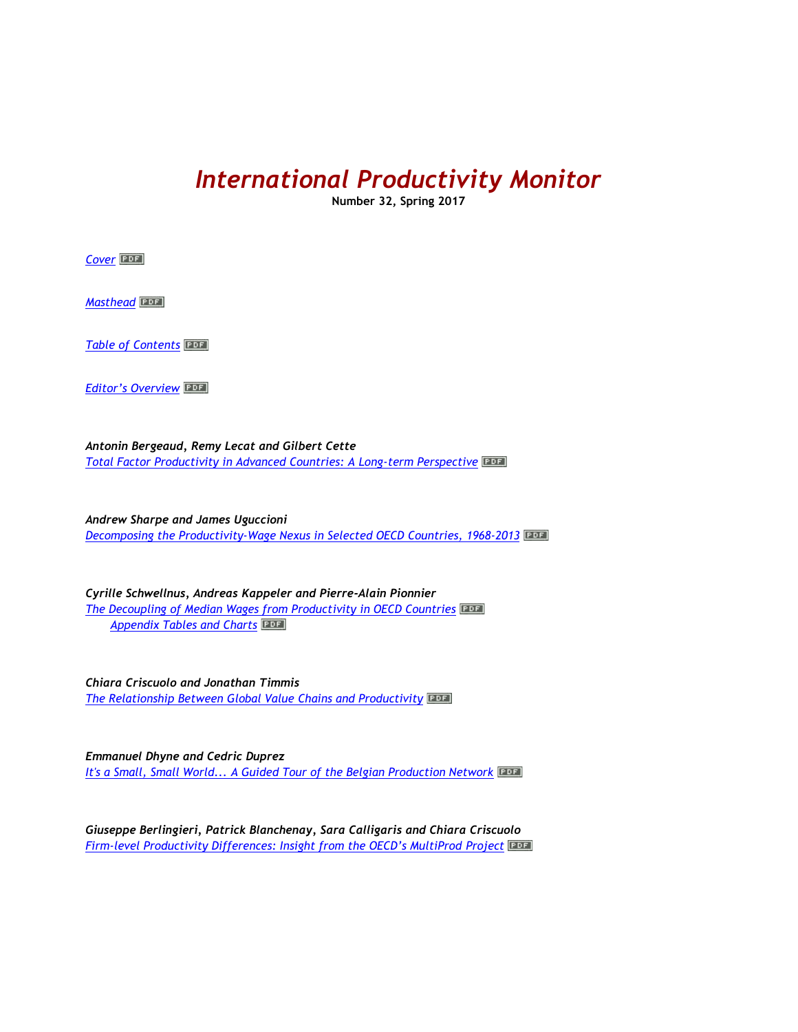# *International Productivity Monitor*

**Number 32, Spring 2017**

*Cover*

*Masthead*

*Table of Contents*

*Editor's Overview*

***Antonin Bergeaud, Remy Lecat and Gilbert Cette***
*Total Factor Productivity in Advanced Countries: A Long-term Perspective*

***Andrew Sharpe and James Uguccioni***
*Decomposing the Productivity-Wage Nexus in Selected OECD Countries, 1968-2013*

***Cyrille Schwellnus, Andreas Kappeler and Pierre-Alain Pionnier***
*The Decoupling of Median Wages from Productivity in OECD Countries*
*Appendix Tables and Charts*

***Chiara Criscuolo and Jonathan Timmis***
*The Relationship Between Global Value Chains and Productivity*

***Emmanuel Dhyne and Cedric Duprez***
*It's a Small, Small World... A Guided Tour of the Belgian Production Network*

***Giuseppe Berlingieri, Patrick Blanchenay, Sara Calligaris and Chiara Criscuolo***
*Firm-level Productivity Differences: Insight from the OECD's MultiProd Project*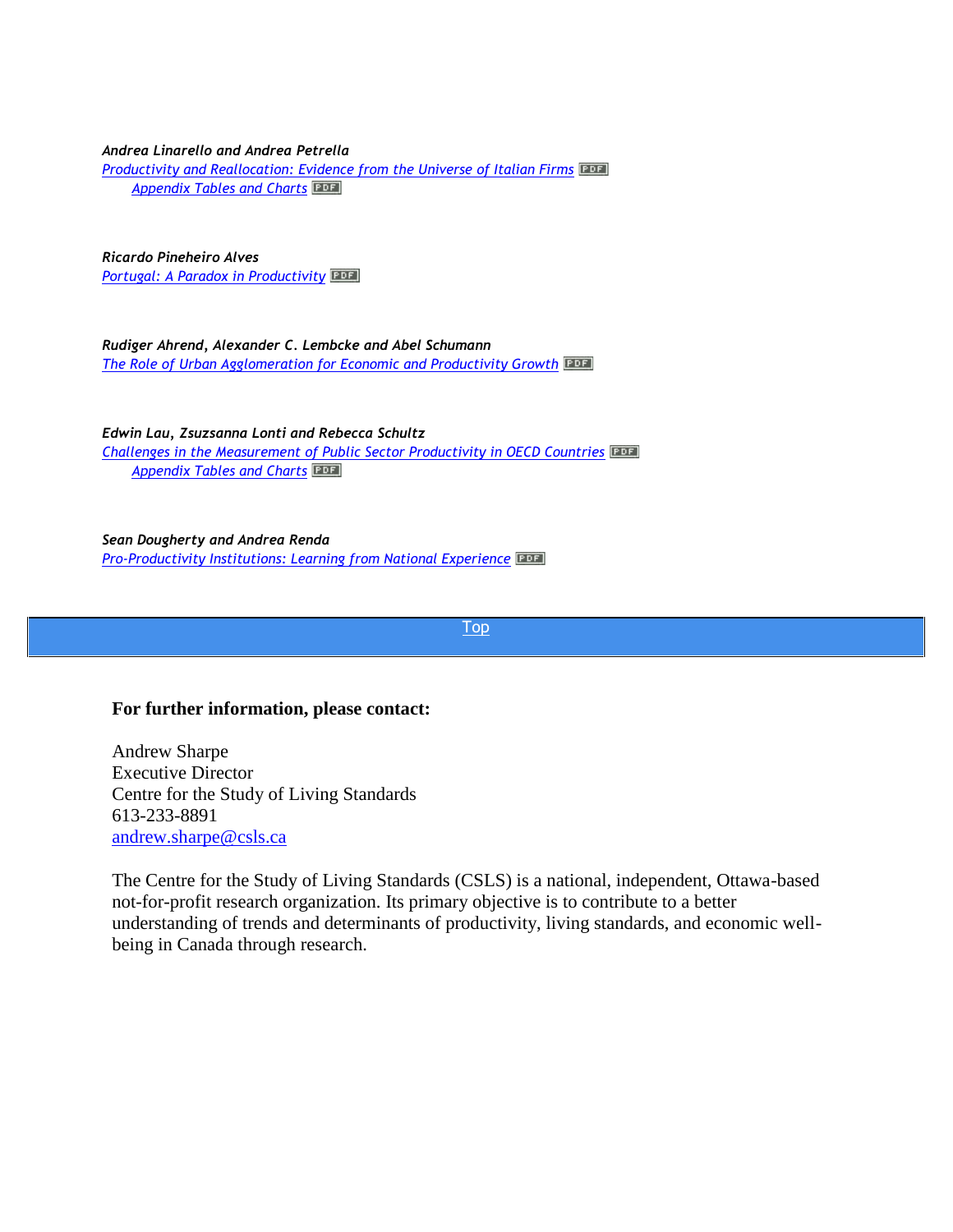*Andrea Linarello and Andrea Petrella*
*Productivity and Reallocation: Evidence from the Universe of Italian Firms* PDF
    *Appendix Tables and Charts* PDF

*Ricardo Pineheiro Alves*
*Portugal: A Paradox in Productivity* PDF

*Rudiger Ahrend, Alexander C. Lembcke and Abel Schumann*
*The Role of Urban Agglomeration for Economic and Productivity Growth* PDF

*Edwin Lau, Zsuzsanna Lonti and Rebecca Schultz*
*Challenges in the Measurement of Public Sector Productivity in OECD Countries* PDF
    *Appendix Tables and Charts* PDF

*Sean Dougherty and Andrea Renda*
*Pro-Productivity Institutions: Learning from National Experience* PDF

Top

**For further information, please contact:**

Andrew Sharpe
Executive Director
Centre for the Study of Living Standards
613-233-8891
andrew.sharpe@csls.ca

The Centre for the Study of Living Standards (CSLS) is a national, independent, Ottawa-based not-for-profit research organization. Its primary objective is to contribute to a better understanding of trends and determinants of productivity, living standards, and economic well-being in Canada through research.